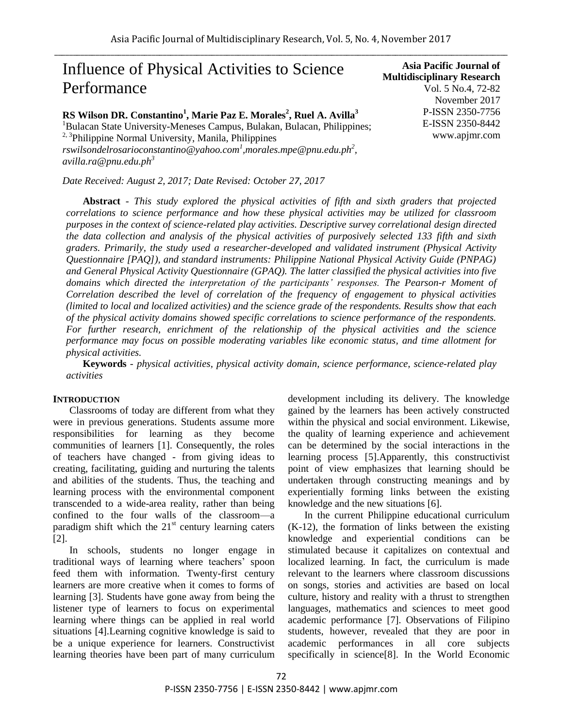# Influence of Physical Activities to Science Performance

**Asia Pacific Journal of Multidisciplinary Research**
Vol. 5 No.4, 72-82
November 2017
P-ISSN 2350-7756
E-ISSN 2350-8442
www.apjmr.com

**RS Wilson DR. Constantino[1], Marie Paz E. Morales[2], Ruel A. Avilla[3]**
[1]Bulacan State University-Meneses Campus, Bulakan, Bulacan, Philippines;
[2, 3]Philippine Normal University, Manila, Philippines
*rswilsondelrosarioconstantino@yahoo.com[1], morales.mpe@pnu.edu.ph[2], avilla.ra@pnu.edu.ph[3]*

*Date Received: August 2, 2017; Date Revised: October 27, 2017*

**Abstract** - *This study explored the physical activities of fifth and sixth graders that projected correlations to science performance and how these physical activities may be utilized for classroom purposes in the context of science-related play activities. Descriptive survey correlational design directed the data collection and analysis of the physical activities of purposively selected 133 fifth and sixth graders. Primarily, the study used a researcher-developed and validated instrument (Physical Activity Questionnaire [PAQ]), and standard instruments: Philippine National Physical Activity Guide (PNPAG) and General Physical Activity Questionnaire (GPAQ). The latter classified the physical activities into five domains which directed the interpretation of the participants' responses. The Pearson-r Moment of Correlation described the level of correlation of the frequency of engagement to physical activities (limited to local and localized activities) and the science grade of the respondents. Results show that each of the physical activity domains showed specific correlations to science performance of the respondents. For further research, enrichment of the relationship of the physical activities and the science performance may focus on possible moderating variables like economic status, and time allotment for physical activities.*

**Keywords** - *physical activities, physical activity domain, science performance, science-related play activities*

## INTRODUCTION

Classrooms of today are different from what they were in previous generations. Students assume more responsibilities for learning as they become communities of learners [1]. Consequently, the roles of teachers have changed - from giving ideas to creating, facilitating, guiding and nurturing the talents and abilities of the students. Thus, the teaching and learning process with the environmental component transcended to a wide-area reality, rather than being confined to the four walls of the classroom—a paradigm shift which the 21st century learning caters [2].

In schools, students no longer engage in traditional ways of learning where teachers' spoon feed them with information. Twenty-first century learners are more creative when it comes to forms of learning [3]. Students have gone away from being the listener type of learners to focus on experimental learning where things can be applied in real world situations [4].Learning cognitive knowledge is said to be a unique experience for learners. Constructivist learning theories have been part of many curriculum development including its delivery. The knowledge gained by the learners has been actively constructed within the physical and social environment. Likewise, the quality of learning experience and achievement can be determined by the social interactions in the learning process [5].Apparently, this constructivist point of view emphasizes that learning should be undertaken through constructing meanings and by experientially forming links between the existing knowledge and the new situations [6].

In the current Philippine educational curriculum (K-12), the formation of links between the existing knowledge and experiential conditions can be stimulated because it capitalizes on contextual and localized learning. In fact, the curriculum is made relevant to the learners where classroom discussions on songs, stories and activities are based on local culture, history and reality with a thrust to strengthen languages, mathematics and sciences to meet good academic performance [7]. Observations of Filipino students, however, revealed that they are poor in academic performances in all core subjects specifically in science[8]. In the World Economic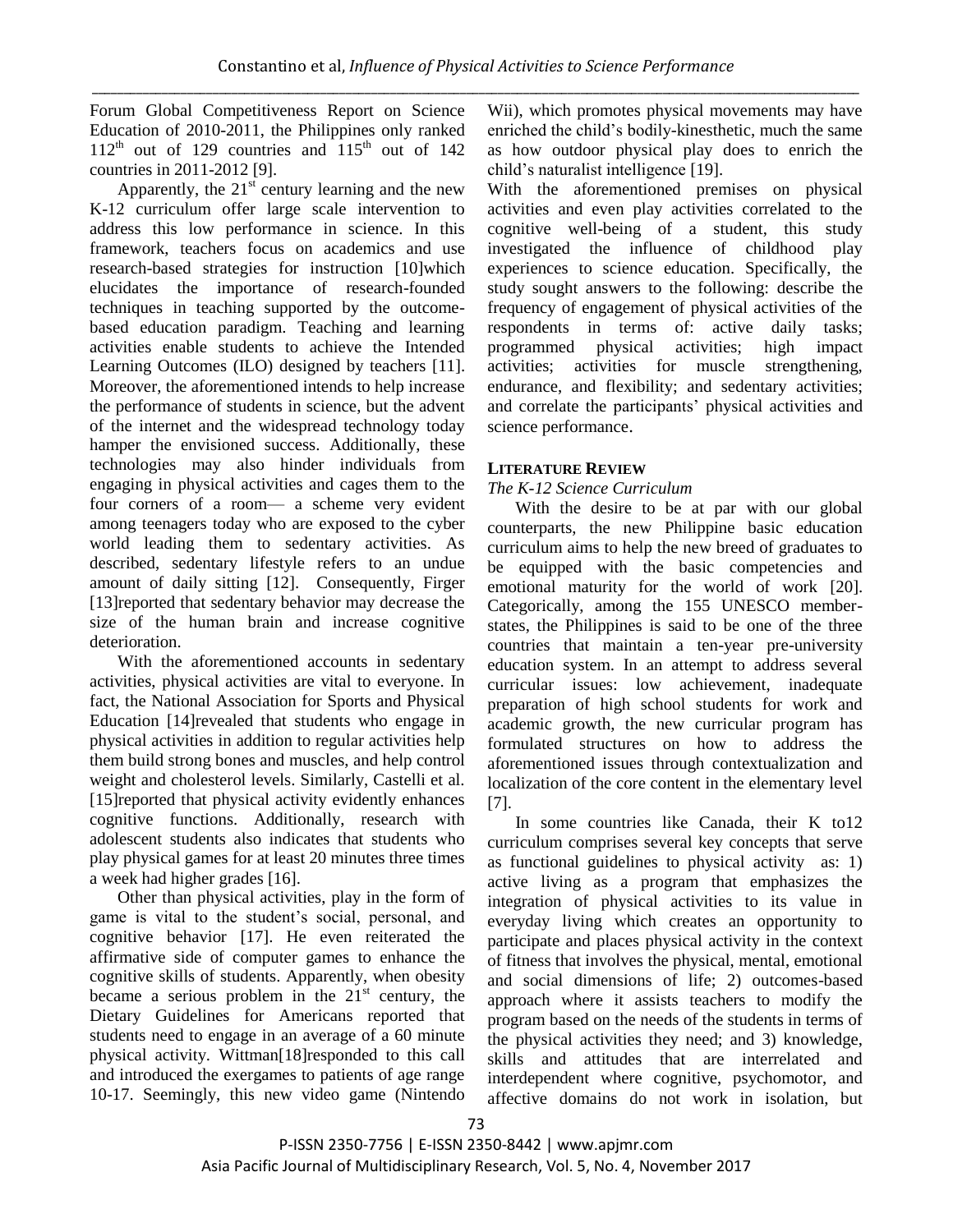Forum Global Competitiveness Report on Science Education of 2010-2011, the Philippines only ranked $112^{th}$ out of 129 countries and $115^{th}$ out of 142 countries in 2011-2012 [9].

Apparently, the $21^{st}$ century learning and the new K-12 curriculum offer large scale intervention to address this low performance in science. In this framework, teachers focus on academics and use research-based strategies for instruction [10]which elucidates the importance of research-founded techniques in teaching supported by the outcome-based education paradigm. Teaching and learning activities enable students to achieve the Intended Learning Outcomes (ILO) designed by teachers [11]. Moreover, the aforementioned intends to help increase the performance of students in science, but the advent of the internet and the widespread technology today hamper the envisioned success. Additionally, these technologies may also hinder individuals from engaging in physical activities and cages them to the four corners of a room— a scheme very evident among teenagers today who are exposed to the cyber world leading them to sedentary activities. As described, sedentary lifestyle refers to an undue amount of daily sitting [12]. Consequently, Firger [13]reported that sedentary behavior may decrease the size of the human brain and increase cognitive deterioration.

With the aforementioned accounts in sedentary activities, physical activities are vital to everyone. In fact, the National Association for Sports and Physical Education [14]revealed that students who engage in physical activities in addition to regular activities help them build strong bones and muscles, and help control weight and cholesterol levels. Similarly, Castelli et al. [15]reported that physical activity evidently enhances cognitive functions. Additionally, research with adolescent students also indicates that students who play physical games for at least 20 minutes three times a week had higher grades [16].

Other than physical activities, play in the form of game is vital to the student's social, personal, and cognitive behavior [17]. He even reiterated the affirmative side of computer games to enhance the cognitive skills of students. Apparently, when obesity became a serious problem in the $21^{st}$ century, the Dietary Guidelines for Americans reported that students need to engage in an average of a 60 minute physical activity. Wittman[18]responded to this call and introduced the exergames to patients of age range 10-17. Seemingly, this new video game (Nintendo Wii), which promotes physical movements may have enriched the child's bodily-kinesthetic, much the same as how outdoor physical play does to enrich the child's naturalist intelligence [19].

With the aforementioned premises on physical activities and even play activities correlated to the cognitive well-being of a student, this study investigated the influence of childhood play experiences to science education. Specifically, the study sought answers to the following: describe the frequency of engagement of physical activities of the respondents in terms of: active daily tasks; programmed physical activities; high impact activities; activities for muscle strengthening, endurance, and flexibility; and sedentary activities; and correlate the participants' physical activities and science performance.

## LITERATURE REVIEW

### *The K-12 Science Curriculum*

With the desire to be at par with our global counterparts, the new Philippine basic education curriculum aims to help the new breed of graduates to be equipped with the basic competencies and emotional maturity for the world of work [20]. Categorically, among the 155 UNESCO member-states, the Philippines is said to be one of the three countries that maintain a ten-year pre-university education system. In an attempt to address several curricular issues: low achievement, inadequate preparation of high school students for work and academic growth, the new curricular program has formulated structures on how to address the aforementioned issues through contextualization and localization of the core content in the elementary level [7].

In some countries like Canada, their K to12 curriculum comprises several key concepts that serve as functional guidelines to physical activity as: 1) active living as a program that emphasizes the integration of physical activities to its value in everyday living which creates an opportunity to participate and places physical activity in the context of fitness that involves the physical, mental, emotional and social dimensions of life; 2) outcomes-based approach where it assists teachers to modify the program based on the needs of the students in terms of the physical activities they need; and 3) knowledge, skills and attitudes that are interrelated and interdependent where cognitive, psychomotor, and affective domains do not work in isolation, but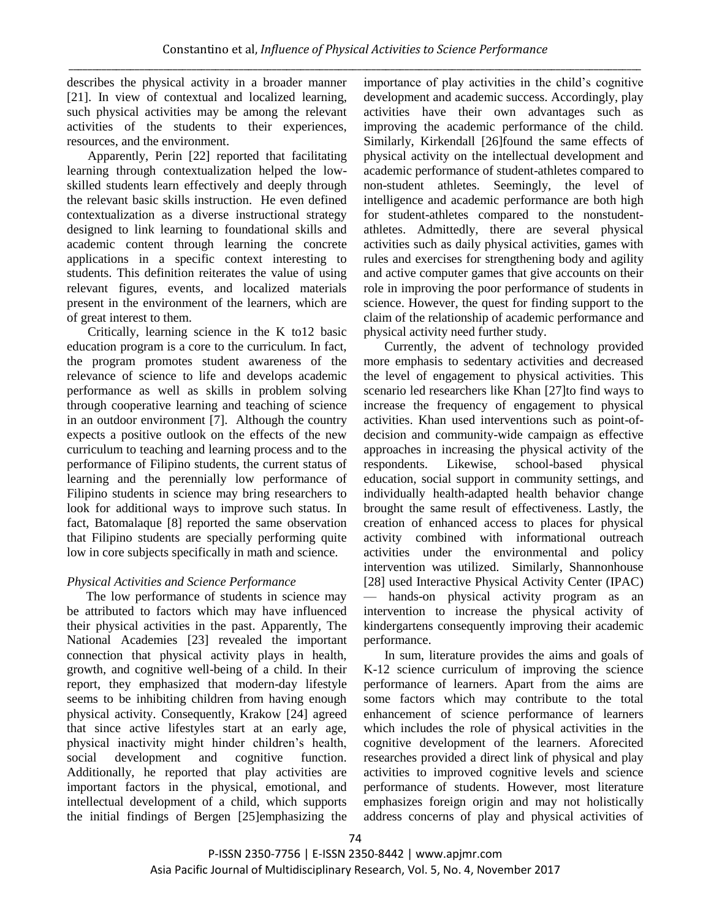describes the physical activity in a broader manner [21]. In view of contextual and localized learning, such physical activities may be among the relevant activities of the students to their experiences, resources, and the environment.

Apparently, Perin [22] reported that facilitating learning through contextualization helped the low-skilled students learn effectively and deeply through the relevant basic skills instruction. He even defined contextualization as a diverse instructional strategy designed to link learning to foundational skills and academic content through learning the concrete applications in a specific context interesting to students. This definition reiterates the value of using relevant figures, events, and localized materials present in the environment of the learners, which are of great interest to them.

Critically, learning science in the K to12 basic education program is a core to the curriculum. In fact, the program promotes student awareness of the relevance of science to life and develops academic performance as well as skills in problem solving through cooperative learning and teaching of science in an outdoor environment [7]. Although the country expects a positive outlook on the effects of the new curriculum to teaching and learning process and to the performance of Filipino students, the current status of learning and the perennially low performance of Filipino students in science may bring researchers to look for additional ways to improve such status. In fact, Batomalaque [8] reported the same observation that Filipino students are specially performing quite low in core subjects specifically in math and science.

*Physical Activities and Science Performance*

The low performance of students in science may be attributed to factors which may have influenced their physical activities in the past. Apparently, The National Academies [23] revealed the important connection that physical activity plays in health, growth, and cognitive well-being of a child. In their report, they emphasized that modern-day lifestyle seems to be inhibiting children from having enough physical activity. Consequently, Krakow [24] agreed that since active lifestyles start at an early age, physical inactivity might hinder children's health, social development and cognitive function. Additionally, he reported that play activities are important factors in the physical, emotional, and intellectual development of a child, which supports the initial findings of Bergen [25]emphasizing the importance of play activities in the child's cognitive development and academic success. Accordingly, play activities have their own advantages such as improving the academic performance of the child. Similarly, Kirkendall [26]found the same effects of physical activity on the intellectual development and academic performance of student-athletes compared to non-student athletes. Seemingly, the level of intelligence and academic performance are both high for student-athletes compared to the nonstudent-athletes. Admittedly, there are several physical activities such as daily physical activities, games with rules and exercises for strengthening body and agility and active computer games that give accounts on their role in improving the poor performance of students in science. However, the quest for finding support to the claim of the relationship of academic performance and physical activity need further study.

Currently, the advent of technology provided more emphasis to sedentary activities and decreased the level of engagement to physical activities. This scenario led researchers like Khan [27]to find ways to increase the frequency of engagement to physical activities. Khan used interventions such as point-of-decision and community-wide campaign as effective approaches in increasing the physical activity of the respondents. Likewise, school-based physical education, social support in community settings, and individually health-adapted health behavior change brought the same result of effectiveness. Lastly, the creation of enhanced access to places for physical activity combined with informational outreach activities under the environmental and policy intervention was utilized. Similarly, Shannonhouse [28] used Interactive Physical Activity Center (IPAC) — hands-on physical activity program as an intervention to increase the physical activity of kindergartens consequently improving their academic performance.

In sum, literature provides the aims and goals of K-12 science curriculum of improving the science performance of learners. Apart from the aims are some factors which may contribute to the total enhancement of science performance of learners which includes the role of physical activities in the cognitive development of the learners. Aforecited researches provided a direct link of physical and play activities to improved cognitive levels and science performance of students. However, most literature emphasizes foreign origin and may not holistically address concerns of play and physical activities of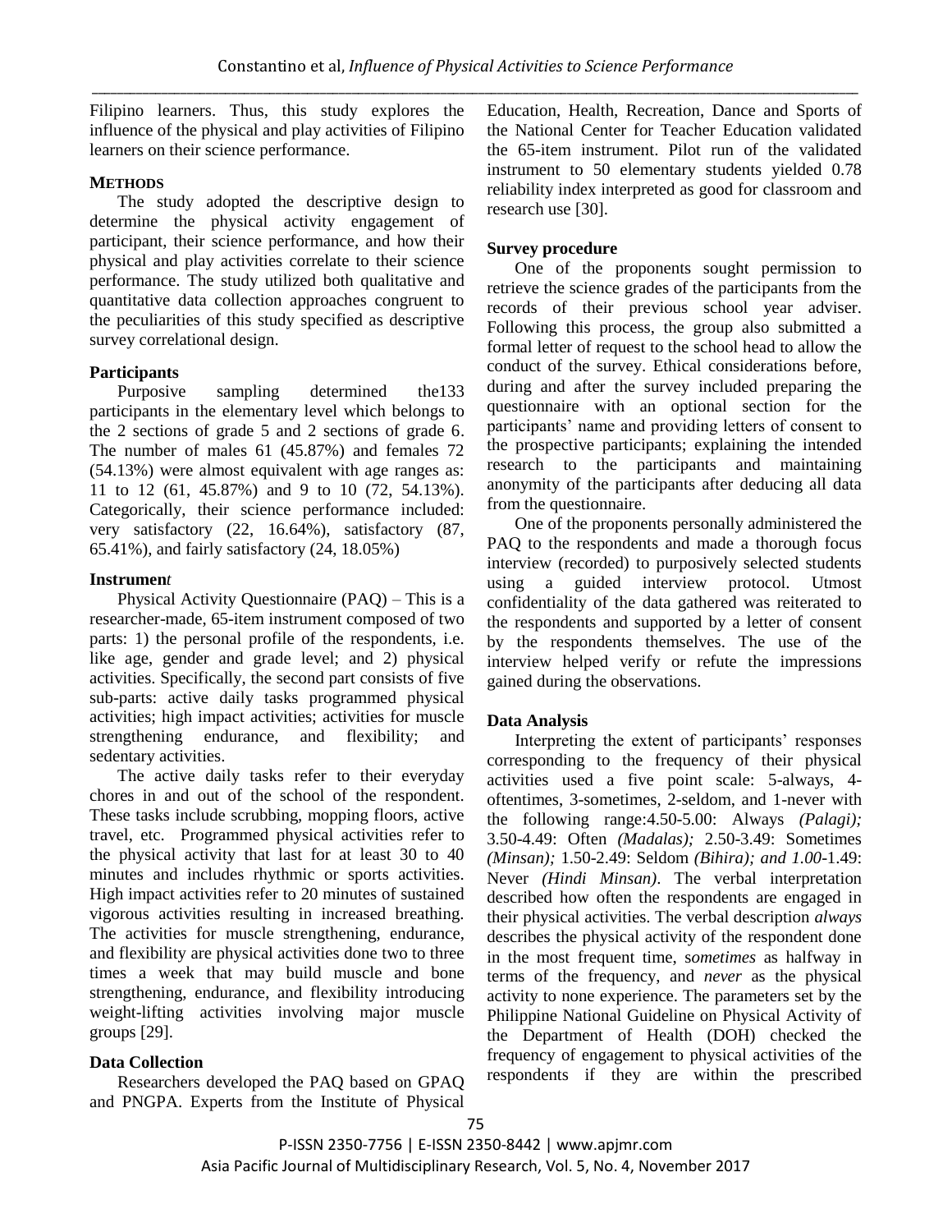Filipino learners. Thus, this study explores the influence of the physical and play activities of Filipino learners on their science performance.

## METHODS

The study adopted the descriptive design to determine the physical activity engagement of participant, their science performance, and how their physical and play activities correlate to their science performance. The study utilized both qualitative and quantitative data collection approaches congruent to the peculiarities of this study specified as descriptive survey correlational design.

### Participants

Purposive sampling determined the133 participants in the elementary level which belongs to the 2 sections of grade 5 and 2 sections of grade 6. The number of males 61 (45.87%) and females 72 (54.13%) were almost equivalent with age ranges as: 11 to 12 (61, 45.87%) and 9 to 10 (72, 54.13%). Categorically, their science performance included: very satisfactory (22, 16.64%), satisfactory (87, 65.41%), and fairly satisfactory (24, 18.05%)

### Instrumen*t*

Physical Activity Questionnaire (PAQ) – This is a researcher-made, 65-item instrument composed of two parts: 1) the personal profile of the respondents, i.e. like age, gender and grade level; and 2) physical activities. Specifically, the second part consists of five sub-parts: active daily tasks programmed physical activities; high impact activities; activities for muscle strengthening endurance, and flexibility; and sedentary activities.

The active daily tasks refer to their everyday chores in and out of the school of the respondent. These tasks include scrubbing, mopping floors, active travel, etc. Programmed physical activities refer to the physical activity that last for at least 30 to 40 minutes and includes rhythmic or sports activities. High impact activities refer to 20 minutes of sustained vigorous activities resulting in increased breathing. The activities for muscle strengthening, endurance, and flexibility are physical activities done two to three times a week that may build muscle and bone strengthening, endurance, and flexibility introducing weight-lifting activities involving major muscle groups [29].

### Data Collection

Researchers developed the PAQ based on GPAQ and PNGPA. Experts from the Institute of Physical Education, Health, Recreation, Dance and Sports of the National Center for Teacher Education validated the 65-item instrument. Pilot run of the validated instrument to 50 elementary students yielded 0.78 reliability index interpreted as good for classroom and research use [30].

### Survey procedure

One of the proponents sought permission to retrieve the science grades of the participants from the records of their previous school year adviser. Following this process, the group also submitted a formal letter of request to the school head to allow the conduct of the survey. Ethical considerations before, during and after the survey included preparing the questionnaire with an optional section for the participants' name and providing letters of consent to the prospective participants; explaining the intended research to the participants and maintaining anonymity of the participants after deducing all data from the questionnaire.

One of the proponents personally administered the PAQ to the respondents and made a thorough focus interview (recorded) to purposively selected students using a guided interview protocol. Utmost confidentiality of the data gathered was reiterated to the respondents and supported by a letter of consent by the respondents themselves. The use of the interview helped verify or refute the impressions gained during the observations.

### Data Analysis

Interpreting the extent of participants' responses corresponding to the frequency of their physical activities used a five point scale: 5-always, 4-oftentimes, 3-sometimes, 2-seldom, and 1-never with the following range:4.50-5.00: Always *(Palagi);* 3.50-4.49: Often *(Madalas);* 2.50-3.49: Sometimes *(Minsan);* 1.50-2.49: Seldom *(Bihira); and 1.00*-1.49: Never *(Hindi Minsan)*. The verbal interpretation described how often the respondents are engaged in their physical activities. The verbal description *always* describes the physical activity of the respondent done in the most frequent time, s*ometimes* as halfway in terms of the frequency, and *never* as the physical activity to none experience. The parameters set by the Philippine National Guideline on Physical Activity of the Department of Health (DOH) checked the frequency of engagement to physical activities of the respondents if they are within the prescribed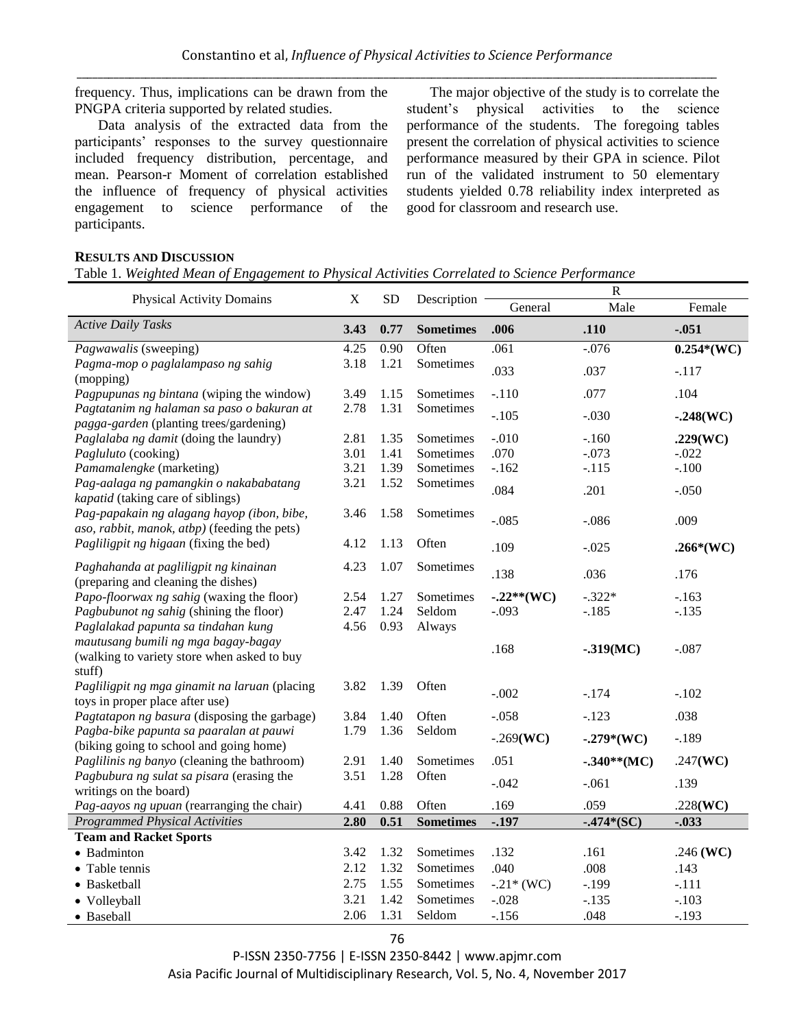frequency. Thus, implications can be drawn from the PNGPA criteria supported by related studies.

Data analysis of the extracted data from the participants' responses to the survey questionnaire included frequency distribution, percentage, and mean. Pearson-r Moment of correlation established the influence of frequency of physical activities engagement to science performance of the participants.

The major objective of the study is to correlate the student's physical activities to the science performance of the students. The foregoing tables present the correlation of physical activities to science performance measured by their GPA in science. Pilot run of the validated instrument to 50 elementary students yielded 0.78 reliability index interpreted as good for classroom and research use.

## RESULTS AND DISCUSSION

Table 1. *Weighted Mean of Engagement to Physical Activities Correlated to Science Performance*

| Physical Activity Domains | X | SD | Description | R | | |
|---|---|---|---|---|---|---|
| | | | | General | Male | Female |
| *Active Daily Tasks* | **3.43** | **0.77** | **Sometimes** | **.006** | **.110** | **-.051** |
| *Pagwawalis* (sweeping) | 4.25 | 0.90 | Often | .061 | -.076 | **0.254*(WC)** |
| *Pagma-mop o paglalampaso ng sahig* (mopping) | 3.18 | 1.21 | Sometimes | .033 | .037 | -.117 |
| *Pagpupunas ng bintana* (wiping the window) | 3.49 | 1.15 | Sometimes | -.110 | .077 | .104 |
| *Pagtatanim ng halaman sa paso o bakuran at pagga-garden* (planting trees/gardening) | 2.78 | 1.31 | Sometimes | -.105 | -.030 | **-.248(WC)** |
| *Paglalaba ng damit* (doing the laundry) | 2.81 | 1.35 | Sometimes | -.010 | -.160 | **.229(WC)** |
| *Pagluluto* (cooking) | 3.01 | 1.41 | Sometimes | .070 | -.073 | -.022 |
| *Pamamalengke* (marketing) | 3.21 | 1.39 | Sometimes | -.162 | -.115 | -.100 |
| *Pag-aalaga ng pamangkin o nakababatang kapatid* (taking care of siblings) | 3.21 | 1.52 | Sometimes | .084 | .201 | -.050 |
| *Pag-papakain ng alagang hayop (ibon, bibe, aso, rabbit, manok, atbp)* (feeding the pets) | 3.46 | 1.58 | Sometimes | -.085 | -.086 | .009 |
| *Pagliligpit ng higaan* (fixing the bed) | 4.12 | 1.13 | Often | .109 | -.025 | **.266*(WC)** |
| *Paghahanda at pagliligpit ng kinainan* (preparing and cleaning the dishes) | 4.23 | 1.07 | Sometimes | .138 | .036 | .176 |
| *Papo-floorwax ng sahig* (waxing the floor) | 2.54 | 1.27 | Sometimes | **-.22**(WC)** | -.322* | -.163 |
| *Pagbubunot ng sahig* (shining the floor) | 2.47 | 1.24 | Seldom | -.093 | -.185 | -.135 |
| *Paglalakad papunta sa tindahan kung mautusang bumili ng mga bagay-bagay* (walking to variety store when asked to buy stuff) | 4.56 | 0.93 | Always | .168 | **-.319(MC)** | -.087 |
| *Pagliligpit ng mga ginamit na laruan* (placing toys in proper place after use) | 3.82 | 1.39 | Often | -.002 | -.174 | -.102 |
| *Pagtatapon ng basura* (disposing the garbage) | 3.84 | 1.40 | Often | -.058 | -.123 | .038 |
| *Pagba-bike papunta sa paaralan at pauwi* (biking going to school and going home) | 1.79 | 1.36 | Seldom | -.269**(WC)** | **-.279*(WC)** | -.189 |
| *Paglilinis ng banyo* (cleaning the bathroom) | 2.91 | 1.40 | Sometimes | .051 | **-.340**(MC)** | .247**(WC)** |
| *Pagbubura ng sulat sa pisara* (erasing the writings on the board) | 3.51 | 1.28 | Often | -.042 | -.061 | .139 |
| *Pag-aayos ng upuan* (rearranging the chair) | 4.41 | 0.88 | Often | .169 | .059 | .228**(WC)** |
| *Programmed Physical Activities* | **2.80** | **0.51** | **Sometimes** | **-.197** | **-.474*(SC)** | **-.033** |
| **Team and Racket Sports** | | | | | | |
| • Badminton | 3.42 | 1.32 | Sometimes | .132 | .161 | .246 **(WC)** |
| • Table tennis | 2.12 | 1.32 | Sometimes | .040 | .008 | .143 |
| • Basketball | 2.75 | 1.55 | Sometimes | -.21* (WC) | -.199 | -.111 |
| • Volleyball | 3.21 | 1.42 | Sometimes | -.028 | -.135 | -.103 |
| • Baseball | 2.06 | 1.31 | Seldom | -.156 | .048 | -.193 |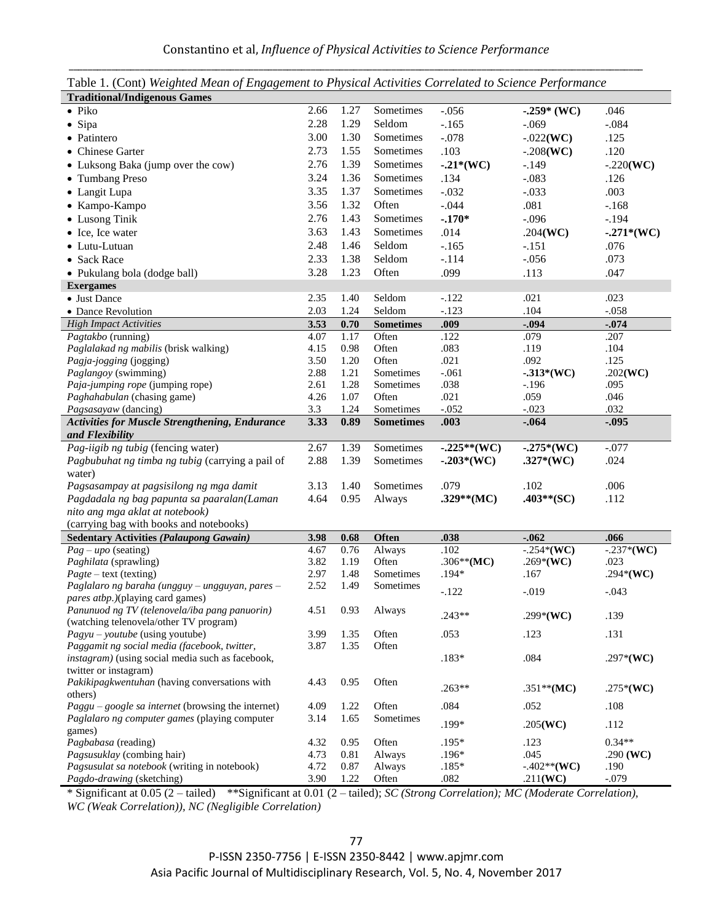Table 1. (Cont) *Weighted Mean of Engagement to Physical Activities Correlated to Science Performance*

| | | | | | | |
|---|---|---|---|---|---|---|
| **Traditional/Indigenous Games** | | | | | | |
| • Piko | 2.66 | 1.27 | Sometimes | -.056 | **-.259* (WC)** | .046 |
| • Sipa | 2.28 | 1.29 | Seldom | -.165 | -.069 | -.084 |
| • Patintero | 3.00 | 1.30 | Sometimes | -.078 | -.022**(WC)** | .125 |
| • Chinese Garter | 2.73 | 1.55 | Sometimes | .103 | -.208**(WC)** | .120 |
| • Luksong Baka (jump over the cow) | 2.76 | 1.39 | Sometimes | **-.21*(WC)** | -.149 | -.220**(WC)** |
| • Tumbang Preso | 3.24 | 1.36 | Sometimes | .134 | -.083 | .126 |
| • Langit Lupa | 3.35 | 1.37 | Sometimes | -.032 | -.033 | .003 |
| • Kampo-Kampo | 3.56 | 1.32 | Often | -.044 | .081 | -.168 |
| • Lusong Tinik | 2.76 | 1.43 | Sometimes | **-.170*** | -.096 | -.194 |
| • Ice, Ice water | 3.63 | 1.43 | Sometimes | .014 | .204**(WC)** | **-.271*(WC)** |
| • Lutu-Lutuan | 2.48 | 1.46 | Seldom | -.165 | -.151 | .076 |
| • Sack Race | 2.33 | 1.38 | Seldom | -.114 | -.056 | .073 |
| • Pukulang bola (dodge ball) | 3.28 | 1.23 | Often | .099 | .113 | .047 |
| **Exergames** | | | | | | |
| • Just Dance | 2.35 | 1.40 | Seldom | -.122 | .021 | .023 |
| • Dance Revolution | 2.03 | 1.24 | Seldom | -.123 | .104 | -.058 |
| ***High Impact Activities*** | **3.53** | **0.70** | **Sometimes** | **.009** | **-.094** | **-.074** |
| *Pagtakbo* (running) | 4.07 | 1.17 | Often | .122 | .079 | .207 |
| *Paglalakad ng mabilis* (brisk walking) | 4.15 | 0.98 | Often | .083 | .119 | .104 |
| *Pagja-jogging* (jogging) | 3.50 | 1.20 | Often | .021 | .092 | .125 |
| *Paglangoy* (swimming) | 2.88 | 1.21 | Sometimes | -.061 | **-.313*(WC)** | .202**(WC)** |
| *Paja-jumping rope* (jumping rope) | 2.61 | 1.28 | Sometimes | .038 | -.196 | .095 |
| *Paghahabulan* (chasing game) | 4.26 | 1.07 | Often | .021 | .059 | .046 |
| *Pagsasayaw* (dancing) | 3.3 | 1.24 | Sometimes | -.052 | -.023 | .032 |
| ***Activities for Muscle Strengthening, Endurance and Flexibility*** | **3.33** | **0.89** | **Sometimes** | **.003** | **-.064** | **-.095** |
| *Pag-iigib ng tubig* (fencing water) | 2.67 | 1.39 | Sometimes | **-.225**(WC)** | **-.275*(WC)** | -.077 |
| *Pagbubuhat ng timba ng tubig* (carrying a pail of water) | 2.88 | 1.39 | Sometimes | **-.203*(WC)** | **.327*(WC)** | .024 |
| *Pagsasampay at pagsisilong ng mga damit* | 3.13 | 1.40 | Sometimes | .079 | .102 | .006 |
| *Pagdadala ng bag papunta sa paaralan(Laman nito ang mga aklat at notebook)* (carrying bag with books and notebooks) | 4.64 | 0.95 | Always | **.329**(MC)** | **.403**(SC)** | .112 |
| **Sedentary Activities *(Palaupong Gawain)*** | **3.98** | **0.68** | **Often** | **.038** | **-.062** | **.066** |
| *Pag – upo* (seating) | 4.67 | 0.76 | Always | .102 | -.254***(WC)** | -.237***(WC)** |
| *Paghilata* (sprawling) | 3.82 | 1.19 | Often | .306****(MC)** | .269***(WC)** | .023 |
| *Pagte* – text (texting) | 2.97 | 1.48 | Sometimes | .194* | .167 | .294***(WC)** |
| *Paglalaro ng baraha (ungguy – ungguyan, pares – pares atbp.)*(playing card games) | 2.52 | 1.49 | Sometimes | -.122 | -.019 | -.043 |
| *Panunuod ng TV (telenovela/iba pang panuorin)* (watching telenovela/other TV program) | 4.51 | 0.93 | Always | .243** | .299***(WC)** | .139 |
| *Pagyu – youtube* (using youtube) | 3.99 | 1.35 | Often | .053 | .123 | .131 |
| *Paggamit ng social media (facebook, twitter, instagram)* (using social media such as facebook, twitter or instagram) | 3.87 | 1.35 | Often | .183* | .084 | .297***(WC)** |
| *Pakikipagkwentuhan* (having conversations with others) | 4.43 | 0.95 | Often | .263** | .351****(MC)** | .275***(WC)** |
| *Paggu – google sa internet* (browsing the internet) | 4.09 | 1.22 | Often | .084 | .052 | .108 |
| *Paglalaro ng computer games* (playing computer games) | 3.14 | 1.65 | Sometimes | .199* | .205**(WC)** | .112 |
| *Pagbabasa* (reading) | 4.32 | 0.95 | Often | .195* | .123 | 0.34** |
| *Pagsusuklay* (combing hair) | 4.73 | 0.81 | Always | .196* | .045 | .290 **(WC)** |
| *Pagsusulat sa notebook* (writing in notebook) | 4.72 | 0.87 | Always | .185* | -.402****(WC)** | .190 |
| *Pagdo-drawing* (sketching) | 3.90 | 1.22 | Often | .082 | .211**(WC)** | -.079 |

* Significant at 0.05 (2 – tailed) **Significant at 0.01 (2 – tailed); *SC (Strong Correlation); MC (Moderate Correlation), WC (Weak Correlation)), NC (Negligible Correlation)*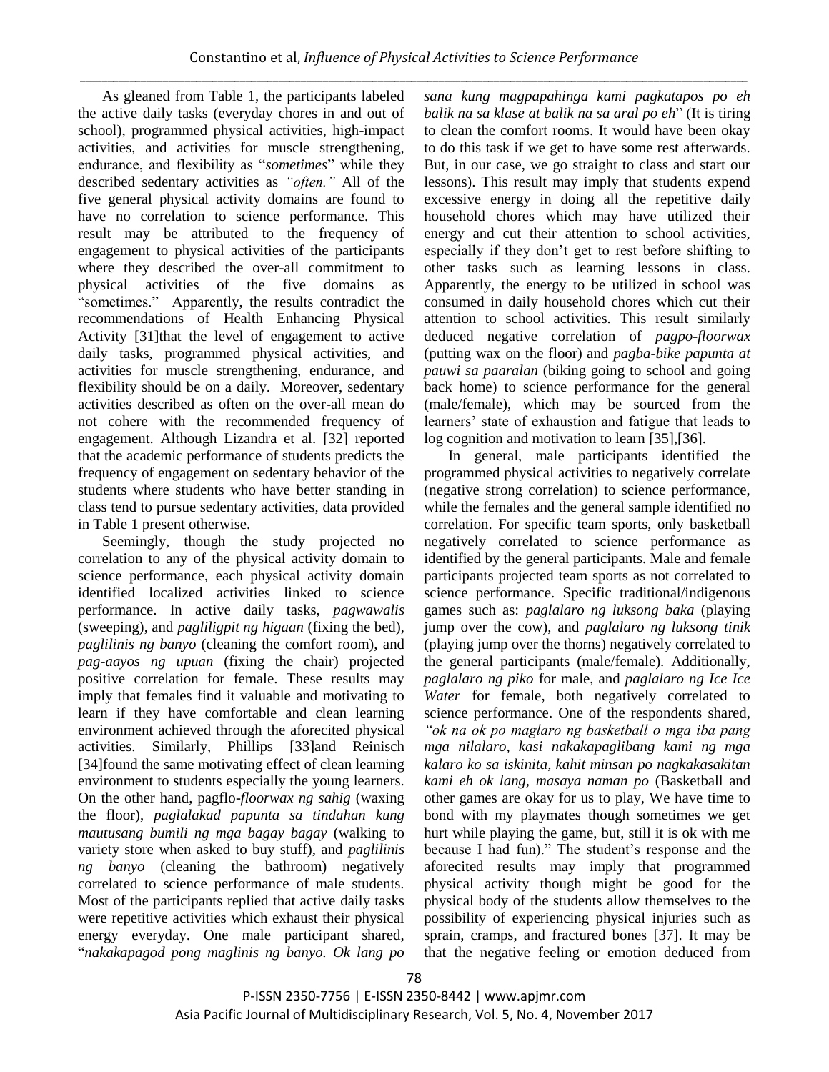As gleaned from Table 1, the participants labeled the active daily tasks (everyday chores in and out of school), programmed physical activities, high-impact activities, and activities for muscle strengthening, endurance, and flexibility as "*sometimes*" while they described sedentary activities as *"often."* All of the five general physical activity domains are found to have no correlation to science performance. This result may be attributed to the frequency of engagement to physical activities of the participants where they described the over-all commitment to physical activities of the five domains as "sometimes." Apparently, the results contradict the recommendations of Health Enhancing Physical Activity [31]that the level of engagement to active daily tasks, programmed physical activities, and activities for muscle strengthening, endurance, and flexibility should be on a daily. Moreover, sedentary activities described as often on the over-all mean do not cohere with the recommended frequency of engagement. Although Lizandra et al. [32] reported that the academic performance of students predicts the frequency of engagement on sedentary behavior of the students where students who have better standing in class tend to pursue sedentary activities, data provided in Table 1 present otherwise.

Seemingly, though the study projected no correlation to any of the physical activity domain to science performance, each physical activity domain identified localized activities linked to science performance. In active daily tasks, *pagwawalis* (sweeping), and *pagliligpit ng higaan* (fixing the bed), *paglilinis ng banyo* (cleaning the comfort room), and *pag-aayos ng upuan* (fixing the chair) projected positive correlation for female. These results may imply that females find it valuable and motivating to learn if they have comfortable and clean learning environment achieved through the aforecited physical activities. Similarly, Phillips [33]and Reinisch [34]found the same motivating effect of clean learning environment to students especially the young learners. On the other hand, pagflo-*floorwax ng sahig* (waxing the floor), *paglalakad papunta sa tindahan kung mautusang bumili ng mga bagay bagay* (walking to variety store when asked to buy stuff), and *paglilinis ng banyo* (cleaning the bathroom) negatively correlated to science performance of male students. Most of the participants replied that active daily tasks were repetitive activities which exhaust their physical energy everyday. One male participant shared, "*nakakapagod pong maglinis ng banyo. Ok lang po sana kung magpapahinga kami pagkatapos po eh balik na sa klase at balik na sa aral po eh*" (It is tiring to clean the comfort rooms. It would have been okay to do this task if we get to have some rest afterwards. But, in our case, we go straight to class and start our lessons). This result may imply that students expend excessive energy in doing all the repetitive daily household chores which may have utilized their energy and cut their attention to school activities, especially if they don't get to rest before shifting to other tasks such as learning lessons in class. Apparently, the energy to be utilized in school was consumed in daily household chores which cut their attention to school activities. This result similarly deduced negative correlation of *pagpo-floorwax* (putting wax on the floor) and *pagba-bike papunta at pauwi sa paaralan* (biking going to school and going back home) to science performance for the general (male/female), which may be sourced from the learners' state of exhaustion and fatigue that leads to log cognition and motivation to learn [35],[36].

In general, male participants identified the programmed physical activities to negatively correlate (negative strong correlation) to science performance, while the females and the general sample identified no correlation. For specific team sports, only basketball negatively correlated to science performance as identified by the general participants. Male and female participants projected team sports as not correlated to science performance. Specific traditional/indigenous games such as: *paglalaro ng luksong baka* (playing jump over the cow), and *paglalaro ng luksong tinik* (playing jump over the thorns) negatively correlated to the general participants (male/female). Additionally, *paglalaro ng piko* for male, and *paglalaro ng Ice Ice Water* for female, both negatively correlated to science performance. One of the respondents shared, *"ok na ok po maglaro ng basketball o mga iba pang mga nilalaro, kasi nakakapaglibang kami ng mga kalaro ko sa iskinita, kahit minsan po nagkakasakitan kami eh ok lang, masaya naman po* (Basketball and other games are okay for us to play, We have time to bond with my playmates though sometimes we get hurt while playing the game, but, still it is ok with me because I had fun)." The student's response and the aforecited results may imply that programmed physical activity though might be good for the physical body of the students allow themselves to the possibility of experiencing physical injuries such as sprain, cramps, and fractured bones [37]. It may be that the negative feeling or emotion deduced from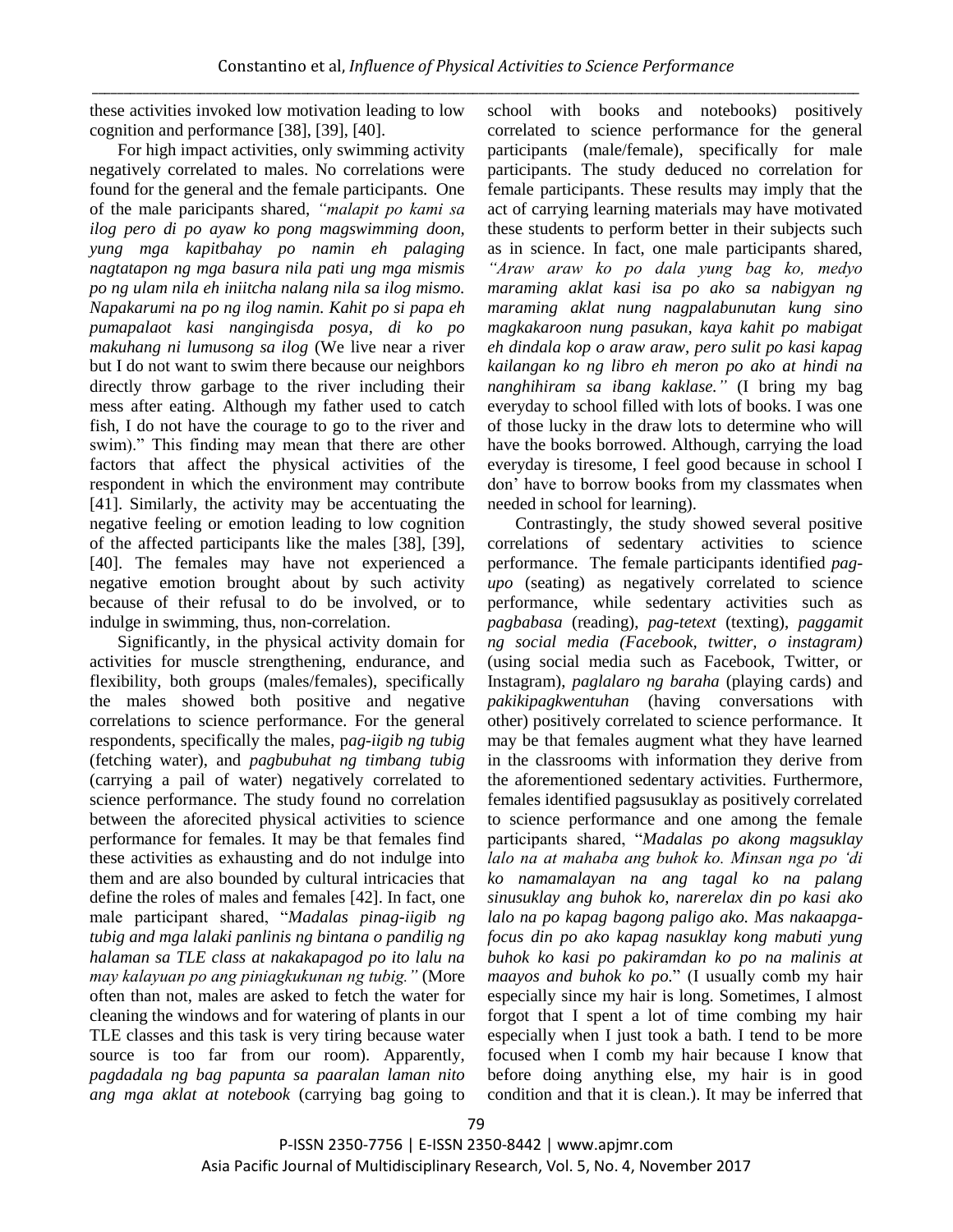these activities invoked low motivation leading to low cognition and performance [38], [39], [40].

For high impact activities, only swimming activity negatively correlated to males. No correlations were found for the general and the female participants. One of the male paricipants shared, *"malapit po kami sa ilog pero di po ayaw ko pong magswimming doon, yung mga kapitbahay po namin eh palaging nagtatapon ng mga basura nila pati ung mga mismis po ng ulam nila eh iniitcha nalang nila sa ilog mismo. Napakarumi na po ng ilog namin. Kahit po si papa eh pumapalaot kasi nangingisda posya, di ko po makuhang ni lumusong sa ilog* (We live near a river but I do not want to swim there because our neighbors directly throw garbage to the river including their mess after eating. Although my father used to catch fish, I do not have the courage to go to the river and swim)." This finding may mean that there are other factors that affect the physical activities of the respondent in which the environment may contribute [41]. Similarly, the activity may be accentuating the negative feeling or emotion leading to low cognition of the affected participants like the males [38], [39], [40]. The females may have not experienced a negative emotion brought about by such activity because of their refusal to do be involved, or to indulge in swimming, thus, non-correlation.

Significantly, in the physical activity domain for activities for muscle strengthening, endurance, and flexibility, both groups (males/females), specifically the males showed both positive and negative correlations to science performance. For the general respondents, specifically the males, p*ag-iigib ng tubig* (fetching water), and *pagbubuhat ng timbang tubig* (carrying a pail of water) negatively correlated to science performance. The study found no correlation between the aforecited physical activities to science performance for females. It may be that females find these activities as exhausting and do not indulge into them and are also bounded by cultural intricacies that define the roles of males and females [42]. In fact, one male participant shared, "*Madalas pinag-iigib ng tubig and mga lalaki panlinis ng bintana o pandilig ng halaman sa TLE class at nakakapagod po ito lalu na may kalayuan po ang piniagkukunan ng tubig."* (More often than not, males are asked to fetch the water for cleaning the windows and for watering of plants in our TLE classes and this task is very tiring because water source is too far from our room). Apparently, *pagdadala ng bag papunta sa paaralan laman nito ang mga aklat at notebook* (carrying bag going to school with books and notebooks) positively correlated to science performance for the general participants (male/female), specifically for male participants. The study deduced no correlation for female participants. These results may imply that the act of carrying learning materials may have motivated these students to perform better in their subjects such as in science. In fact, one male participants shared, *"Araw araw ko po dala yung bag ko, medyo maraming aklat kasi isa po ako sa nabigyan ng maraming aklat nung nagpalabunutan kung sino magkakaroon nung pasukan, kaya kahit po mabigat eh dindala kop o araw araw, pero sulit po kasi kapag kailangan ko ng libro eh meron po ako at hindi na nanghihiram sa ibang kaklase."* (I bring my bag everyday to school filled with lots of books. I was one of those lucky in the draw lots to determine who will have the books borrowed. Although, carrying the load everyday is tiresome, I feel good because in school I don' have to borrow books from my classmates when needed in school for learning).

Contrastingly, the study showed several positive correlations of sedentary activities to science performance. The female participants identified *pag-upo* (seating) as negatively correlated to science performance, while sedentary activities such as *pagbabasa* (reading), *pag-tetext* (texting), *paggamit ng social media (Facebook, twitter, o instagram)* (using social media such as Facebook, Twitter, or Instagram), *paglalaro ng baraha* (playing cards) and *pakikipagkwentuhan* (having conversations with other) positively correlated to science performance. It may be that females augment what they have learned in the classrooms with information they derive from the aforementioned sedentary activities. Furthermore, females identified pagsusuklay as positively correlated to science performance and one among the female participants shared, "*Madalas po akong magsuklay lalo na at mahaba ang buhok ko. Minsan nga po 'di ko namamalayan na ang tagal ko na palang sinusuklay ang buhok ko, narerelax din po kasi ako lalo na po kapag bagong paligo ako. Mas nakaapga-focus din po ako kapag nasuklay kong mabuti yung buhok ko kasi po pakiramdan ko po na malinis at maayos and buhok ko po.*" (I usually comb my hair especially since my hair is long. Sometimes, I almost forgot that I spent a lot of time combing my hair especially when I just took a bath. I tend to be more focused when I comb my hair because I know that before doing anything else, my hair is in good condition and that it is clean.). It may be inferred that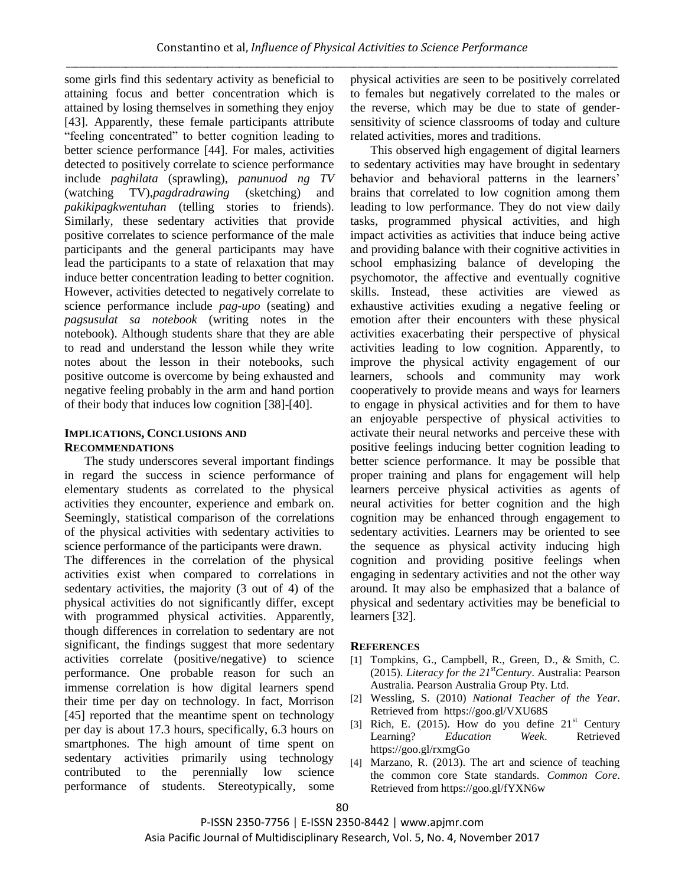some girls find this sedentary activity as beneficial to attaining focus and better concentration which is attained by losing themselves in something they enjoy [43]. Apparently, these female participants attribute "feeling concentrated" to better cognition leading to better science performance [44]. For males, activities detected to positively correlate to science performance include *paghilata* (sprawling), *panunuod ng TV* (watching TV),*pagdradrawing* (sketching) and *pakikipagkwentuhan* (telling stories to friends). Similarly, these sedentary activities that provide positive correlates to science performance of the male participants and the general participants may have lead the participants to a state of relaxation that may induce better concentration leading to better cognition. However, activities detected to negatively correlate to science performance include *pag-upo* (seating) and *pagsusulat sa notebook* (writing notes in the notebook). Although students share that they are able to read and understand the lesson while they write notes about the lesson in their notebooks, such positive outcome is overcome by being exhausted and negative feeling probably in the arm and hand portion of their body that induces low cognition [38]-[40].

## IMPLICATIONS, CONCLUSIONS AND RECOMMENDATIONS

The study underscores several important findings in regard the success in science performance of elementary students as correlated to the physical activities they encounter, experience and embark on. Seemingly, statistical comparison of the correlations of the physical activities with sedentary activities to science performance of the participants were drawn.

The differences in the correlation of the physical activities exist when compared to correlations in sedentary activities, the majority (3 out of 4) of the physical activities do not significantly differ, except with programmed physical activities. Apparently, though differences in correlation to sedentary are not significant, the findings suggest that more sedentary activities correlate (positive/negative) to science performance. One probable reason for such an immense correlation is how digital learners spend their time per day on technology. In fact, Morrison [45] reported that the meantime spent on technology per day is about 17.3 hours, specifically, 6.3 hours on smartphones. The high amount of time spent on sedentary activities primarily using technology contributed to the perennially low science performance of students. Stereotypically, some physical activities are seen to be positively correlated to females but negatively correlated to the males or the reverse, which may be due to state of gender-sensitivity of science classrooms of today and culture related activities, mores and traditions.

This observed high engagement of digital learners to sedentary activities may have brought in sedentary behavior and behavioral patterns in the learners' brains that correlated to low cognition among them leading to low performance. They do not view daily tasks, programmed physical activities, and high impact activities as activities that induce being active and providing balance with their cognitive activities in school emphasizing balance of developing the psychomotor, the affective and eventually cognitive skills. Instead, these activities are viewed as exhaustive activities exuding a negative feeling or emotion after their encounters with these physical activities exacerbating their perspective of physical activities leading to low cognition. Apparently, to improve the physical activity engagement of our learners, schools and community may work cooperatively to provide means and ways for learners to engage in physical activities and for them to have an enjoyable perspective of physical activities to activate their neural networks and perceive these with positive feelings inducing better cognition leading to better science performance. It may be possible that proper training and plans for engagement will help learners perceive physical activities as agents of neural activities for better cognition and the high cognition may be enhanced through engagement to sedentary activities. Learners may be oriented to see the sequence as physical activity inducing high cognition and providing positive feelings when engaging in sedentary activities and not the other way around. It may also be emphasized that a balance of physical and sedentary activities may be beneficial to learners [32].

## REFERENCES

[1] Tompkins, G., Campbell, R., Green, D., & Smith, C. (2015). *Literacy for the 21st Century*. Australia: Pearson Australia. Pearson Australia Group Pty. Ltd.

[2] Wessling, S. (2010) *National Teacher of the Year*. Retrieved from https://goo.gl/VXU68S

[3] Rich, E. (2015). How do you define 21st Century Learning? *Education Week*. Retrieved https://goo.gl/rxmgGo

[4] Marzano, R. (2013). The art and science of teaching the common core State standards. *Common Core*. Retrieved from https://goo.gl/fYXN6w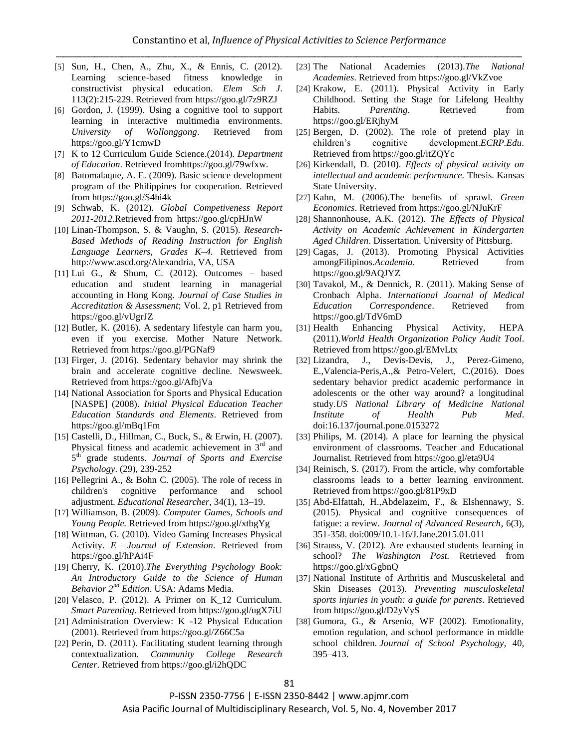[5] Sun, H., Chen, A., Zhu, X., & Ennis, C. (2012). Learning science-based fitness knowledge in constructivist physical education. *Elem Sch J*. 113(2):215-229. Retrieved from https://goo.gl/7z9RZJ

[6] Gordon, J. (1999). Using a cognitive tool to support learning in interactive multimedia environments. *University of Wollonggong*. Retrieved from https://goo.gl/Y1cmwD

[7] K to 12 Curriculum Guide Science.(2014). *Department of Education*. Retrieved fromhttps://goo.gl/79wfxw.

[8] Batomalaque, A. E. (2009). Basic science development program of the Philippines for cooperation. Retrieved from https://goo.gl/S4hi4k

[9] Schwab, K. (2012). *Global Competiveness Report 2011-2012*.Retrieved from https://goo.gl/cpHJnW

[10] Linan-Thompson, S. & Vaughn, S. (2015). *Research-Based Methods of Reading Instruction for English Language Learners, Grades K–4*. Retrieved from http://www.ascd.org/Alexandria, VA, USA

[11] Lui G., & Shum, C. (2012). Outcomes – based education and student learning in managerial accounting in Hong Kong. *Journal of Case Studies in Accreditation & Assessment*; Vol. 2, p1 Retrieved from https://goo.gl/vUgrJZ

[12] Butler, K. (2016). A sedentary lifestyle can harm you, even if you exercise. Mother Nature Network. Retrieved from https://goo.gl/PGNaf9

[13] Firger, J. (2016). Sedentary behavior may shrink the brain and accelerate cognitive decline. Newsweek. Retrieved from https://goo.gl/AfbjVa

[14] National Association for Sports and Physical Education [NASPE] (2008). *Initial Physical Education Teacher Education Standards and Elements*. Retrieved from https://goo.gl/mBq1Fm

[15] Castelli, D., Hillman, C., Buck, S., & Erwin, H. (2007). Physical fitness and academic achievement in 3rd and 5th grade students. *Journal of Sports and Exercise Psychology*. (29), 239-252

[16] Pellegrini A., & Bohn C. (2005). The role of recess in children's cognitive performance and school adjustment. *Educational Researcher*, 34(1), 13–19.

[17] Williamson, B. (2009). *Computer Games, Schools and Young People.* Retrieved from https://goo.gl/xtbgYg

[18] Wittman, G. (2010). Video Gaming Increases Physical Activity. *E –Journal of Extension*. Retrieved from https://goo.gl/hPAi4F

[19] Cherry, K. (2010).*The Everything Psychology Book: An Introductory Guide to the Science of Human Behavior 2nd Edition*. USA: Adams Media.

[20] Velasco, P. (2012). A Primer on K_12 Curriculum. *Smart Parenting*. Retrieved from https://goo.gl/ugX7iU

[21] Administration Overview: K -12 Physical Education (2001). Retrieved from https://goo.gl/Z66C5a

[22] Perin, D. (2011). Facilitating student learning through contextualization. *Community College Research Center*. Retrieved from https://goo.gl/i2hQDC

[23] The National Academies (2013).*The National Academies*. Retrieved from https://goo.gl/VkZvoe

[24] Krakow, E. (2011). Physical Activity in Early Childhood. Setting the Stage for Lifelong Healthy Habits. *Parenting*. Retrieved from https://goo.gl/ERjhyM

[25] Bergen, D. (2002). The role of pretend play in children's cognitive development.*ECRP.Edu*. Retrieved from https://goo.gl/itZQYc

[26] Kirkendall, D. (2010). *Effects of physical activity on intellectual and academic performance.* Thesis. Kansas State University.

[27] Kahn, M. (2006).The benefits of sprawl. *Green Economics*. Retrieved from https://goo.gl/NJuKrF

[28] Shannonhouse, A.K. (2012). *The Effects of Physical Activity on Academic Achievement in Kindergarten Aged Children*. Dissertation. University of Pittsburg.

[29] Cagas, J. (2013). Promoting Physical Activities amongFilipinos.*Academia*. Retrieved from https://goo.gl/9AQJYZ

[30] Tavakol, M., & Dennick, R. (2011). Making Sense of Cronbach Alpha. *International Journal of Medical Education Correspondence*. Retrieved from https://goo.gl/TdV6mD

[31] Health Enhancing Physical Activity, HEPA (2011).*World Health Organization Policy Audit Tool*. Retrieved from https://goo.gl/EMvLtx

[32] Lizandra, J., Devis-Devis, J., Perez-Gimeno, E.,Valencia-Peris,A.,& Petro-Velert, C.(2016). Does sedentary behavior predict academic performance in adolescents or the other way around? a longitudinal study.*US National Library of Medicine National Institute of Health Pub Med*. doi:16.137/journal.pone.0153272

[33] Philips, M. (2014). A place for learning the physical environment of classrooms. Teacher and Educational Journalist. Retrieved from https://goo.gl/eta9U4

[34] Reinisch, S. (2017). From the article, why comfortable classrooms leads to a better learning environment. Retrieved from https://goo.gl/81P9xD

[35] Abd-Elfattah, H.,Abdelazeim, F., & Elshennawy, S. (2015). Physical and cognitive consequences of fatigue: a review. *Journal of Advanced Research*, 6(3), 351-358. doi:009/10.1-16/J.Jane.2015.01.011

[36] Strauss, V. (2012). Are exhausted students learning in school? *The Washington Post.* Retrieved from https://goo.gl/xGgbnQ

[37] National Institute of Arthritis and Muscuskeletal and Skin Diseases (2013). *Preventing musculoskeletal sports injuries in youth: a guide for parents*. Retrieved from https://goo.gl/D2yVyS

[38] Gumora, G., & Arsenio, WF (2002). Emotionality, emotion regulation, and school performance in middle school children. *Journal of School Psychology*, 40, 395–413.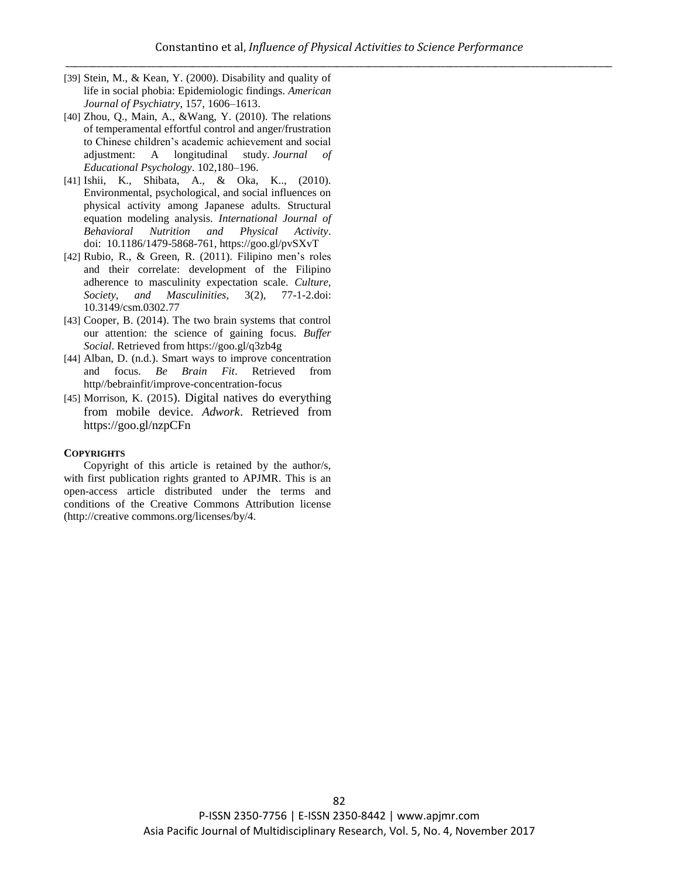[39] Stein, M., & Kean, Y. (2000). Disability and quality of life in social phobia: Epidemiologic findings. *American Journal of Psychiatry*, 157, 1606–1613.

[40] Zhou, Q., Main, A., &Wang, Y. (2010). The relations of temperamental effortful control and anger/frustration to Chinese children's academic achievement and social adjustment: A longitudinal study. *Journal of Educational Psychology*. 102,180–196.

[41] Ishii, K., Shibata, A., & Oka, K.., (2010). Environmental, psychological, and social influences on physical activity among Japanese adults. Structural equation modeling analysis. *International Journal of Behavioral Nutrition and Physical Activity*. doi: 10.1186/1479-5868-761, https://goo.gl/pvSXvT

[42] Rubio, R., & Green, R. (2011). Filipino men's roles and their correlate: development of the Filipino adherence to masculinity expectation scale. *Culture, Society, and Masculinities*, 3(2), 77-1-2.doi: 10.3149/csm.0302.77

[43] Cooper, B. (2014). The two brain systems that control our attention: the science of gaining focus. *Buffer Social*. Retrieved from https://goo.gl/q3zb4g

[44] Alban, D. (n.d.). Smart ways to improve concentration and focus. *Be Brain Fit*. Retrieved from http//bebrainfit/improve-concentration-focus

[45] Morrison, K. (2015). Digital natives do everything from mobile device. *Adwork*. Retrieved from https://goo.gl/nzpCFn

**COPYRIGHTS**

Copyright of this article is retained by the author/s, with first publication rights granted to APJMR. This is an open-access article distributed under the terms and conditions of the Creative Commons Attribution license (http://creative commons.org/licenses/by/4.